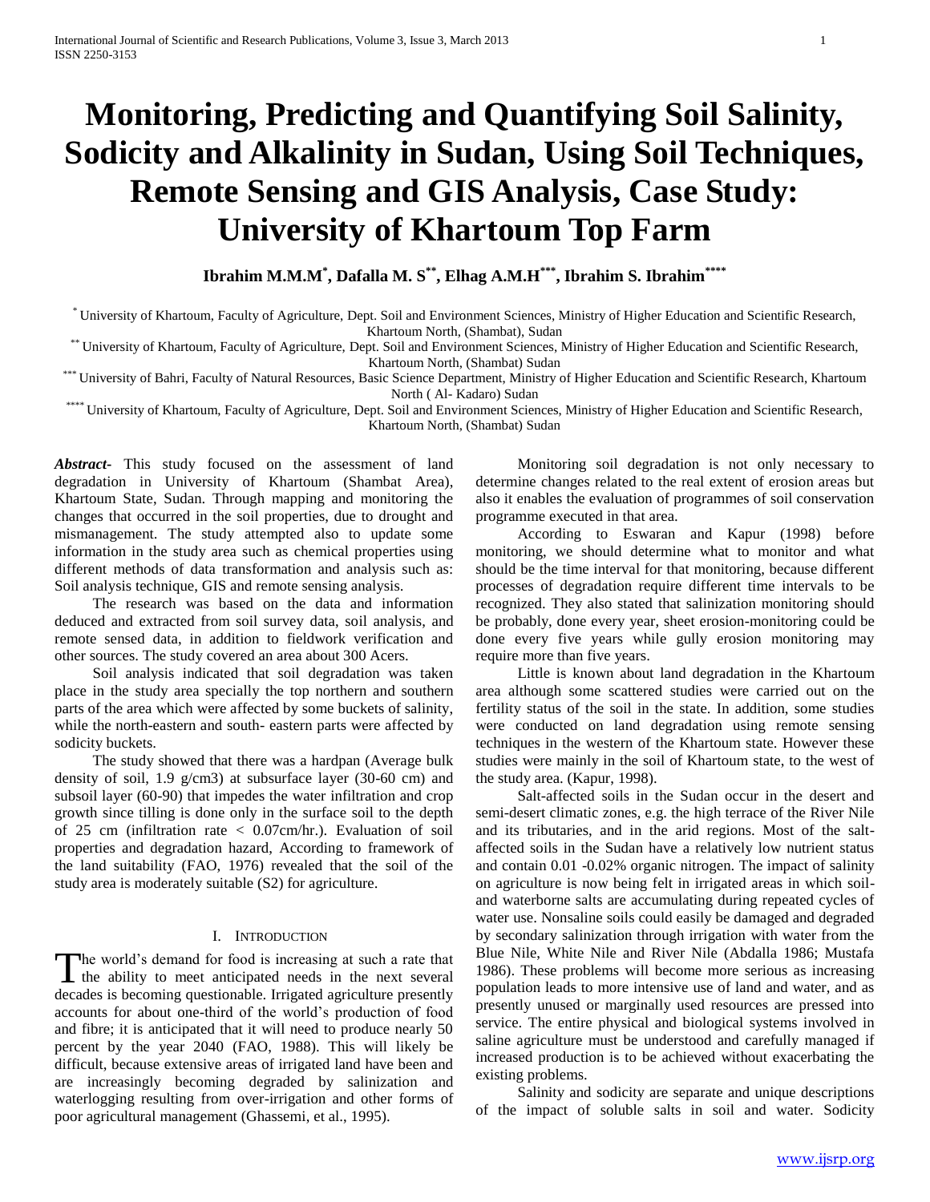# Monitoring, Predicting and Quantifying Soil Salinity, Sodicity and Alkalinity in Sudan, Using Soil Techniques, Remote Sensing and GIS Analysis, Case Study: University of Khartoum Top Farm

**Ibrahim M.M.M[*], Dafalla M. S[**], Elhag A.M.H[***], Ibrahim S. Ibrahim[****]**

[*] University of Khartoum, Faculty of Agriculture, Dept. Soil and Environment Sciences, Ministry of Higher Education and Scientific Research, Khartoum North, (Shambat), Sudan

[**] University of Khartoum, Faculty of Agriculture, Dept. Soil and Environment Sciences, Ministry of Higher Education and Scientific Research, Khartoum North, (Shambat) Sudan

[***] University of Bahri, Faculty of Natural Resources, Basic Science Department, Ministry of Higher Education and Scientific Research, Khartoum North ( Al- Kadaro) Sudan

[****] University of Khartoum, Faculty of Agriculture, Dept. Soil and Environment Sciences, Ministry of Higher Education and Scientific Research, Khartoum North, (Shambat) Sudan

***Abstract*-** This study focused on the assessment of land degradation in University of Khartoum (Shambat Area), Khartoum State, Sudan. Through mapping and monitoring the changes that occurred in the soil properties, due to drought and mismanagement. The study attempted also to update some information in the study area such as chemical properties using different methods of data transformation and analysis such as: Soil analysis technique, GIS and remote sensing analysis.

The research was based on the data and information deduced and extracted from soil survey data, soil analysis, and remote sensed data, in addition to fieldwork verification and other sources. The study covered an area about 300 Acers.

Soil analysis indicated that soil degradation was taken place in the study area specially the top northern and southern parts of the area which were affected by some buckets of salinity, while the north-eastern and south- eastern parts were affected by sodicity buckets.

The study showed that there was a hardpan (Average bulk density of soil, 1.9 g/cm3) at subsurface layer (30-60 cm) and subsoil layer (60-90) that impedes the water infiltration and crop growth since tilling is done only in the surface soil to the depth of 25 cm (infiltration rate < 0.07cm/hr.). Evaluation of soil properties and degradation hazard, According to framework of the land suitability (FAO, 1976) revealed that the soil of the study area is moderately suitable (S2) for agriculture.

## I. Introduction

The world's demand for food is increasing at such a rate that the ability to meet anticipated needs in the next several decades is becoming questionable. Irrigated agriculture presently accounts for about one-third of the world's production of food and fibre; it is anticipated that it will need to produce nearly 50 percent by the year 2040 (FAO, 1988). This will likely be difficult, because extensive areas of irrigated land have been and are increasingly becoming degraded by salinization and waterlogging resulting from over-irrigation and other forms of poor agricultural management (Ghassemi, et al., 1995).

Monitoring soil degradation is not only necessary to determine changes related to the real extent of erosion areas but also it enables the evaluation of programmes of soil conservation programme executed in that area.

According to Eswaran and Kapur (1998) before monitoring, we should determine what to monitor and what should be the time interval for that monitoring, because different processes of degradation require different time intervals to be recognized. They also stated that salinization monitoring should be probably, done every year, sheet erosion-monitoring could be done every five years while gully erosion monitoring may require more than five years.

Little is known about land degradation in the Khartoum area although some scattered studies were carried out on the fertility status of the soil in the state. In addition, some studies were conducted on land degradation using remote sensing techniques in the western of the Khartoum state. However these studies were mainly in the soil of Khartoum state, to the west of the study area. (Kapur, 1998).

Salt-affected soils in the Sudan occur in the desert and semi-desert climatic zones, e.g. the high terrace of the River Nile and its tributaries, and in the arid regions. Most of the salt-affected soils in the Sudan have a relatively low nutrient status and contain 0.01 -0.02% organic nitrogen. The impact of salinity on agriculture is now being felt in irrigated areas in which soil- and waterborne salts are accumulating during repeated cycles of water use. Nonsaline soils could easily be damaged and degraded by secondary salinization through irrigation with water from the Blue Nile, White Nile and River Nile (Abdalla 1986; Mustafa 1986). These problems will become more serious as increasing population leads to more intensive use of land and water, and as presently unused or marginally used resources are pressed into service. The entire physical and biological systems involved in saline agriculture must be understood and carefully managed if increased production is to be achieved without exacerbating the existing problems.

Salinity and sodicity are separate and unique descriptions of the impact of soluble salts in soil and water. Sodicity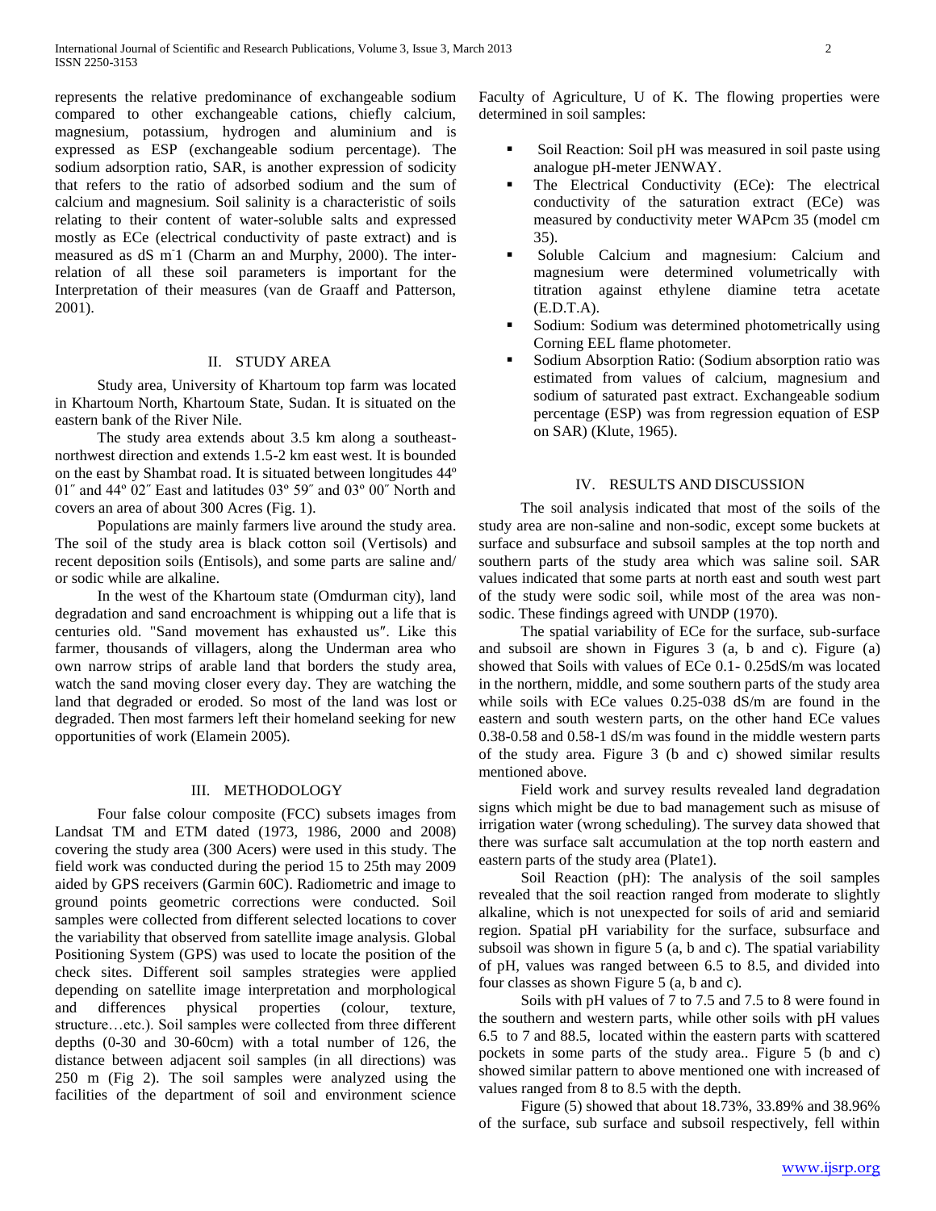represents the relative predominance of exchangeable sodium compared to other exchangeable cations, chiefly calcium, magnesium, potassium, hydrogen and aluminium and is expressed as ESP (exchangeable sodium percentage). The sodium adsorption ratio, SAR, is another expression of sodicity that refers to the ratio of adsorbed sodium and the sum of calcium and magnesium. Soil salinity is a characteristic of soils relating to their content of water-soluble salts and expressed mostly as ECe (electrical conductivity of paste extract) and is measured as dS $m^{-}1$ (Charm an and Murphy, 2000). The inter-relation of all these soil parameters is important for the Interpretation of their measures (van de Graaff and Patterson, 2001).

## II. Study Area

Study area, University of Khartoum top farm was located in Khartoum North, Khartoum State, Sudan. It is situated on the eastern bank of the River Nile.

The study area extends about 3.5 km along a southeast-northwest direction and extends 1.5-2 km east west. It is bounded on the east by Shambat road. It is situated between longitudes 44º 01″ and 44º 02″ East and latitudes 03º 59″ and 03º 00″ North and covers an area of about 300 Acres (Fig. 1).

Populations are mainly farmers live around the study area. The soil of the study area is black cotton soil (Vertisols) and recent deposition soils (Entisols), and some parts are saline and/ or sodic while are alkaline.

In the west of the Khartoum state (Omdurman city), land degradation and sand encroachment is whipping out a life that is centuries old. "Sand movement has exhausted us". Like this farmer, thousands of villagers, along the Underman area who own narrow strips of arable land that borders the study area, watch the sand moving closer every day. They are watching the land that degraded or eroded. So most of the land was lost or degraded. Then most farmers left their homeland seeking for new opportunities of work (Elamein 2005).

## III. Methodology

Four false colour composite (FCC) subsets images from Landsat TM and ETM dated (1973, 1986, 2000 and 2008) covering the study area (300 Acers) were used in this study. The field work was conducted during the period 15 to 25th may 2009 aided by GPS receivers (Garmin 60C). Radiometric and image to ground points geometric corrections were conducted. Soil samples were collected from different selected locations to cover the variability that observed from satellite image analysis. Global Positioning System (GPS) was used to locate the position of the check sites. Different soil samples strategies were applied depending on satellite image interpretation and morphological and differences physical properties (colour, texture, structure…etc.). Soil samples were collected from three different depths (0-30 and 30-60cm) with a total number of 126, the distance between adjacent soil samples (in all directions) was 250 m (Fig 2). The soil samples were analyzed using the facilities of the department of soil and environment science Faculty of Agriculture, U of K. The flowing properties were determined in soil samples:

- Soil Reaction: Soil pH was measured in soil paste using analogue pH-meter JENWAY.
- The Electrical Conductivity (ECe): The electrical conductivity of the saturation extract (ECe) was measured by conductivity meter WAPcm 35 (model cm 35).
- Soluble Calcium and magnesium: Calcium and magnesium were determined volumetrically with titration against ethylene diamine tetra acetate (E.D.T.A).
- Sodium: Sodium was determined photometrically using Corning EEL flame photometer.
- Sodium Absorption Ratio: (Sodium absorption ratio was estimated from values of calcium, magnesium and sodium of saturated past extract. Exchangeable sodium percentage (ESP) was from regression equation of ESP on SAR) (Klute, 1965).

## IV. Results and Discussion

The soil analysis indicated that most of the soils of the study area are non-saline and non-sodic, except some buckets at surface and subsurface and subsoil samples at the top north and southern parts of the study area which was saline soil. SAR values indicated that some parts at north east and south west part of the study were sodic soil, while most of the area was non-sodic. These findings agreed with UNDP (1970).

The spatial variability of ECe for the surface, sub-surface and subsoil are shown in Figures 3 (a, b and c). Figure (a) showed that Soils with values of ECe 0.1- 0.25dS/m was located in the northern, middle, and some southern parts of the study area while soils with ECe values 0.25-038 dS/m are found in the eastern and south western parts, on the other hand ECe values 0.38-0.58 and 0.58-1 dS/m was found in the middle western parts of the study area. Figure 3 (b and c) showed similar results mentioned above.

Field work and survey results revealed land degradation signs which might be due to bad management such as misuse of irrigation water (wrong scheduling). The survey data showed that there was surface salt accumulation at the top north eastern and eastern parts of the study area (Plate1).

Soil Reaction (pH): The analysis of the soil samples revealed that the soil reaction ranged from moderate to slightly alkaline, which is not unexpected for soils of arid and semiarid region. Spatial pH variability for the surface, subsurface and subsoil was shown in figure 5 (a, b and c). The spatial variability of pH, values was ranged between 6.5 to 8.5, and divided into four classes as shown Figure 5 (a, b and c).

Soils with pH values of 7 to 7.5 and 7.5 to 8 were found in the southern and western parts, while other soils with pH values 6.5 to 7 and 88.5, located within the eastern parts with scattered pockets in some parts of the study area.. Figure 5 (b and c) showed similar pattern to above mentioned one with increased of values ranged from 8 to 8.5 with the depth.

Figure (5) showed that about 18.73%, 33.89% and 38.96% of the surface, sub surface and subsoil respectively, fell within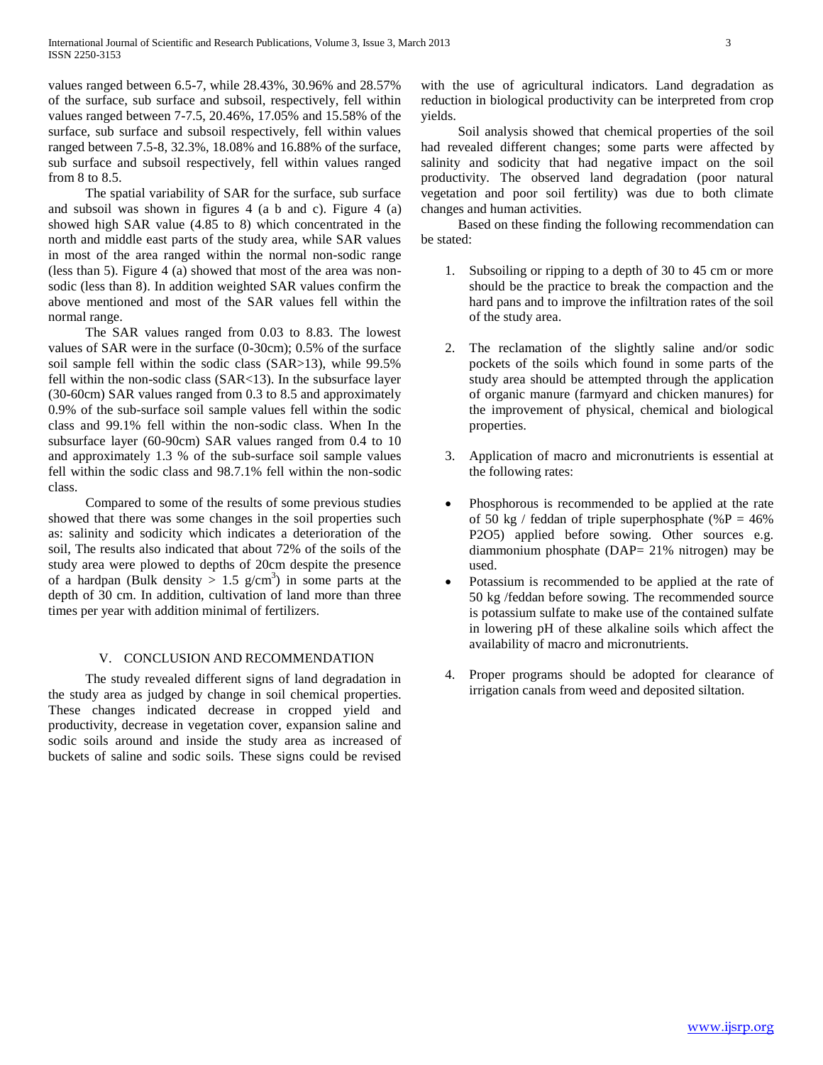values ranged between 6.5-7, while 28.43%, 30.96% and 28.57% of the surface, sub surface and subsoil, respectively, fell within values ranged between 7-7.5, 20.46%, 17.05% and 15.58% of the surface, sub surface and subsoil respectively, fell within values ranged between 7.5-8, 32.3%, 18.08% and 16.88% of the surface, sub surface and subsoil respectively, fell within values ranged from 8 to 8.5.

The spatial variability of SAR for the surface, sub surface and subsoil was shown in figures 4 (a b and c). Figure 4 (a) showed high SAR value (4.85 to 8) which concentrated in the north and middle east parts of the study area, while SAR values in most of the area ranged within the normal non-sodic range (less than 5). Figure 4 (a) showed that most of the area was non-sodic (less than 8). In addition weighted SAR values confirm the above mentioned and most of the SAR values fell within the normal range.

The SAR values ranged from 0.03 to 8.83. The lowest values of SAR were in the surface (0-30cm); 0.5% of the surface soil sample fell within the sodic class (SAR>13), while 99.5% fell within the non-sodic class (SAR<13). In the subsurface layer (30-60cm) SAR values ranged from 0.3 to 8.5 and approximately 0.9% of the sub-surface soil sample values fell within the sodic class and 99.1% fell within the non-sodic class. When In the subsurface layer (60-90cm) SAR values ranged from 0.4 to 10 and approximately 1.3 % of the sub-surface soil sample values fell within the sodic class and 98.7.1% fell within the non-sodic class.

Compared to some of the results of some previous studies showed that there was some changes in the soil properties such as: salinity and sodicity which indicates a deterioration of the soil, The results also indicated that about 72% of the soils of the study area were plowed to depths of 20cm despite the presence of a hardpan (Bulk density > 1.5 g/cm$^3$) in some parts at the depth of 30 cm. In addition, cultivation of land more than three times per year with addition minimal of fertilizers.

## V. CONCLUSION AND RECOMMENDATION

The study revealed different signs of land degradation in the study area as judged by change in soil chemical properties. These changes indicated decrease in cropped yield and productivity, decrease in vegetation cover, expansion saline and sodic soils around and inside the study area as increased of buckets of saline and sodic soils. These signs could be revised with the use of agricultural indicators. Land degradation as reduction in biological productivity can be interpreted from crop yields.

Soil analysis showed that chemical properties of the soil had revealed different changes; some parts were affected by salinity and sodicity that had negative impact on the soil productivity. The observed land degradation (poor natural vegetation and poor soil fertility) was due to both climate changes and human activities.

Based on these finding the following recommendation can be stated:

1. Subsoiling or ripping to a depth of 30 to 45 cm or more should be the practice to break the compaction and the hard pans and to improve the infiltration rates of the soil of the study area.

2. The reclamation of the slightly saline and/or sodic pockets of the soils which found in some parts of the study area should be attempted through the application of organic manure (farmyard and chicken manures) for the improvement of physical, chemical and biological properties.

3. Application of macro and micronutrients is essential at the following rates:

- Phosphorous is recommended to be applied at the rate of 50 kg / feddan of triple superphosphate (%P = 46% $P_2O_5$) applied before sowing. Other sources e.g. diammonium phosphate (DAP= 21% nitrogen) may be used.
- Potassium is recommended to be applied at the rate of 50 kg /feddan before sowing. The recommended source is potassium sulfate to make use of the contained sulfate in lowering pH of these alkaline soils which affect the availability of macro and micronutrients.

4. Proper programs should be adopted for clearance of irrigation canals from weed and deposited siltation.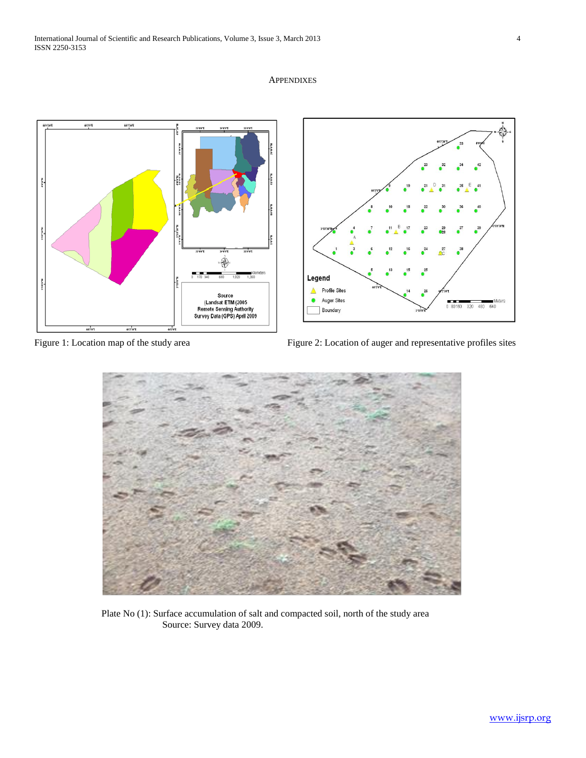APPENDIXES

Figure 1: Location map of the study area

Figure 2: Location of auger and representative profiles sites

Plate No (1): Surface accumulation of salt and compacted soil, north of the study area
Source: Survey data 2009.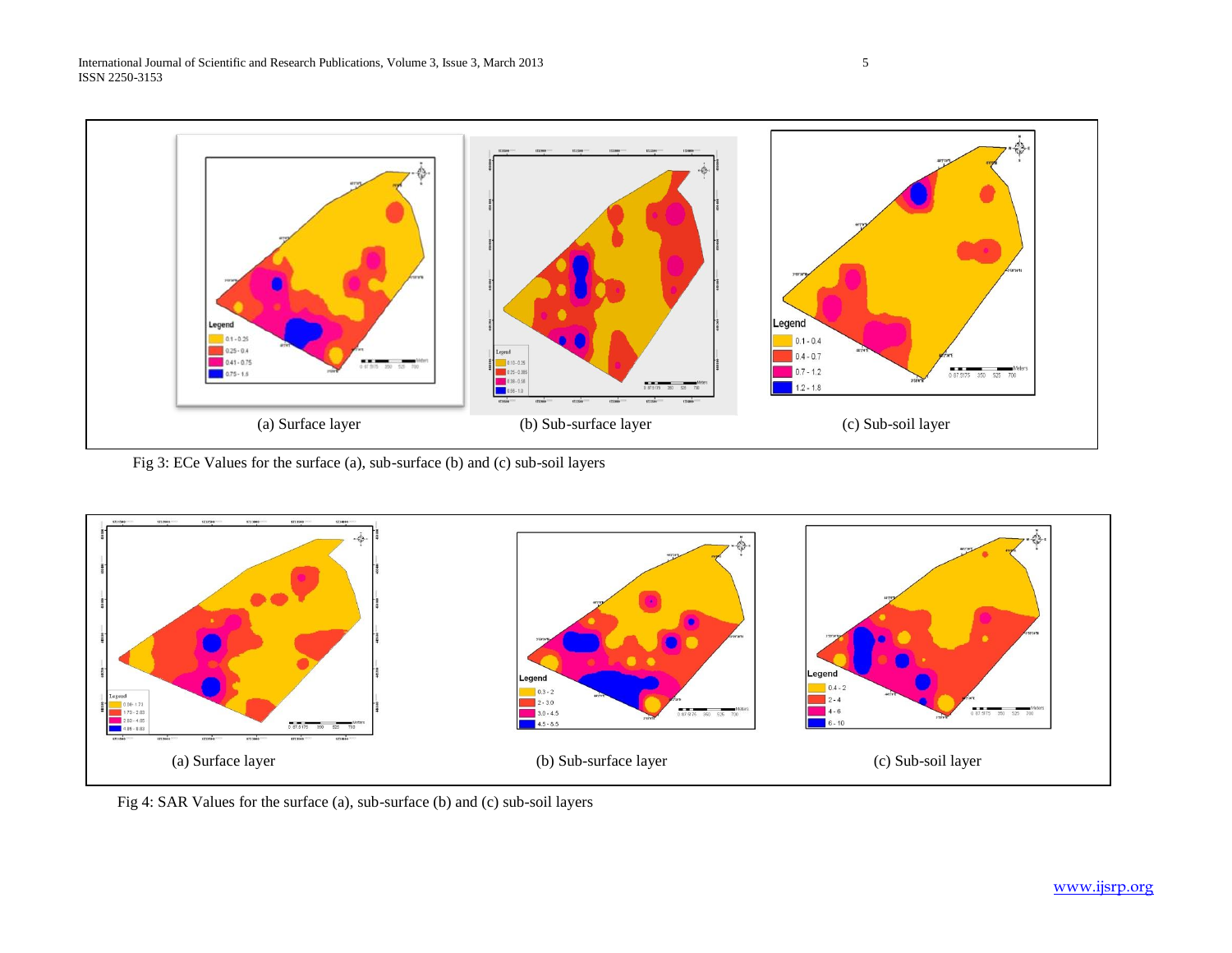(a) Surface layer

(b) Sub-surface layer

(c) Sub-soil layer

Fig 3: ECe Values for the surface (a), sub-surface (b) and (c) sub-soil layers

(a) Surface layer

(b) Sub-surface layer

(c) Sub-soil layer

Fig 4: SAR Values for the surface (a), sub-surface (b) and (c) sub-soil layers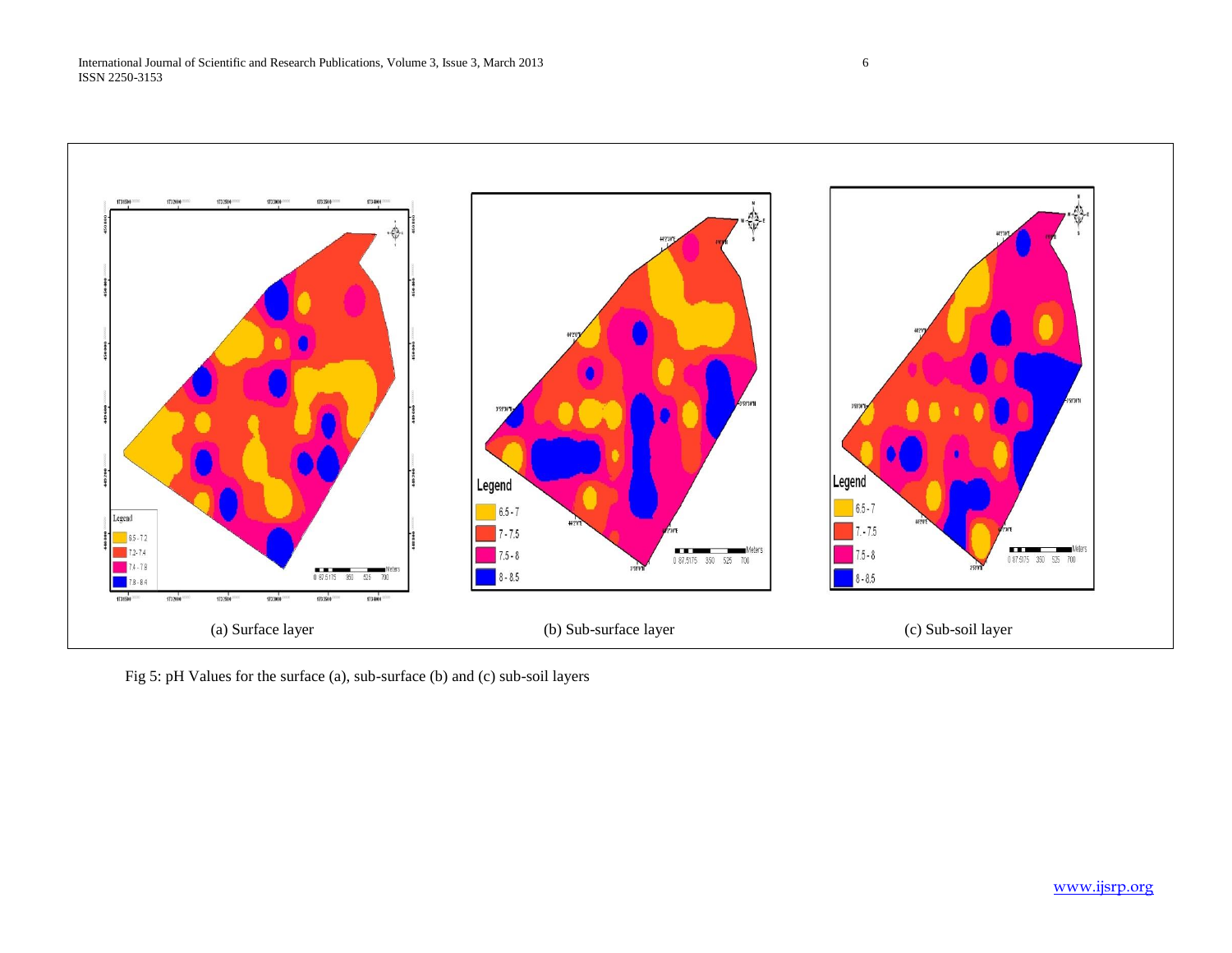Legend

6.5 - 7.2

7.2 - 7.4

7.4 - 7.8

7.8 - 8.4

0 87.5175 350 525 700 Meters

(a) Surface layer

Legend

6.5 - 7

7 - 7.5

7.5 - 8

8 - 8.5

0 87.5175 350 525 700 Meters

(b) Sub-surface layer

Legend

6.5 - 7

7 - 7.5

7.5 - 8

8 - 8.5

0 87.5175 350 525 700 Meters

(c) Sub-soil layer

Fig 5: pH Values for the surface (a), sub-surface (b) and (c) sub-soil layers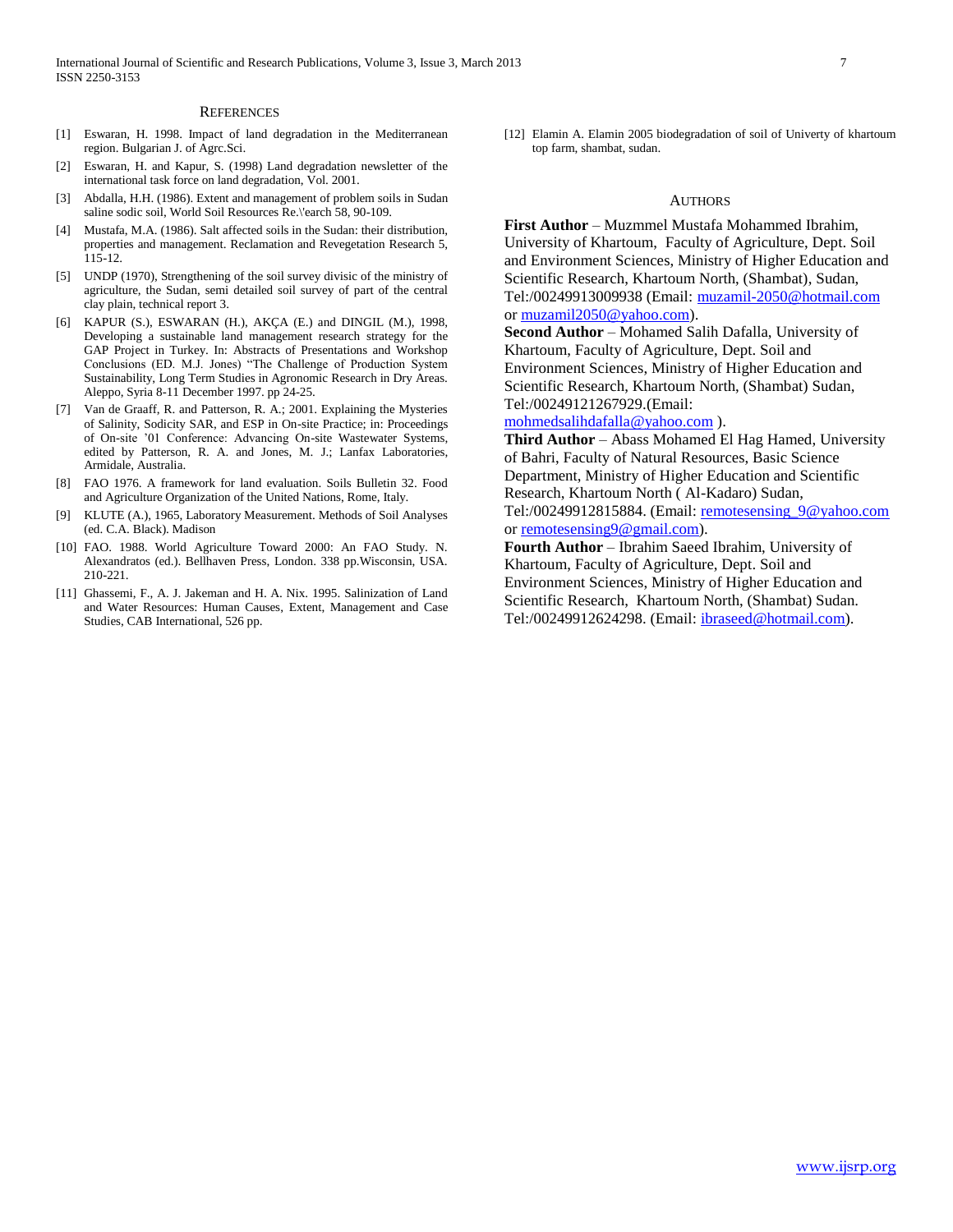## REFERENCES

[1] Eswaran, H. 1998. Impact of land degradation in the Mediterranean region. Bulgarian J. of Agrc.Sci.

[2] Eswaran, H. and Kapur, S. (1998) Land degradation newsletter of the international task force on land degradation, Vol. 2001.

[3] Abdalla, H.H. (1986). Extent and management of problem soils in Sudan saline sodic soil, World Soil Resources Re.\'earch 58, 90-109.

[4] Mustafa, M.A. (1986). Salt affected soils in the Sudan: their distribution, properties and management. Reclamation and Revegetation Research 5, 115-12.

[5] UNDP (1970), Strengthening of the soil survey divisic of the ministry of agriculture, the Sudan, semi detailed soil survey of part of the central clay plain, technical report 3.

[6] KAPUR (S.), ESWARAN (H.), AKÇA (E.) and DINGIL (M.), 1998, Developing a sustainable land management research strategy for the GAP Project in Turkey. In: Abstracts of Presentations and Workshop Conclusions (ED. M.J. Jones) "The Challenge of Production System Sustainability, Long Term Studies in Agronomic Research in Dry Areas. Aleppo, Syria 8-11 December 1997. pp 24-25.

[7] Van de Graaff, R. and Patterson, R. A.; 2001. Explaining the Mysteries of Salinity, Sodicity SAR, and ESP in On-site Practice; in: Proceedings of On-site '01 Conference: Advancing On-site Wastewater Systems, edited by Patterson, R. A. and Jones, M. J.; Lanfax Laboratories, Armidale, Australia.

[8] FAO 1976. A framework for land evaluation. Soils Bulletin 32. Food and Agriculture Organization of the United Nations, Rome, Italy.

[9] KLUTE (A.), 1965, Laboratory Measurement. Methods of Soil Analyses (ed. C.A. Black). Madison

[10] FAO. 1988. World Agriculture Toward 2000: An FAO Study. N. Alexandratos (ed.). Bellhaven Press, London. 338 pp.Wisconsin, USA. 210-221.

[11] Ghassemi, F., A. J. Jakeman and H. A. Nix. 1995. Salinization of Land and Water Resources: Human Causes, Extent, Management and Case Studies, CAB International, 526 pp.

[12] Elamin A. Elamin 2005 biodegradation of soil of Univerty of khartoum top farm, shambat, sudan.

## AUTHORS

**First Author** – Muzmmel Mustafa Mohammed Ibrahim, University of Khartoum, Faculty of Agriculture, Dept. Soil and Environment Sciences, Ministry of Higher Education and Scientific Research, Khartoum North, (Shambat), Sudan, Tel:/00249913009938 (Email: muzamil-2050@hotmail.com or muzamil2050@yahoo.com).

**Second Author** – Mohamed Salih Dafalla, University of Khartoum, Faculty of Agriculture, Dept. Soil and Environment Sciences, Ministry of Higher Education and Scientific Research, Khartoum North, (Shambat) Sudan, Tel:/00249121267929.(Email: mohmedsalihdafalla@yahoo.com ).

**Third Author** – Abass Mohamed El Hag Hamed, University of Bahri, Faculty of Natural Resources, Basic Science Department, Ministry of Higher Education and Scientific Research, Khartoum North ( Al-Kadaro) Sudan, Tel:/00249912815884. (Email: remotesensing_9@yahoo.com or remotesensing9@gmail.com).

**Fourth Author** – Ibrahim Saeed Ibrahim, University of Khartoum, Faculty of Agriculture, Dept. Soil and Environment Sciences, Ministry of Higher Education and Scientific Research, Khartoum North, (Shambat) Sudan. Tel:/00249912624298. (Email: ibraseed@hotmail.com).